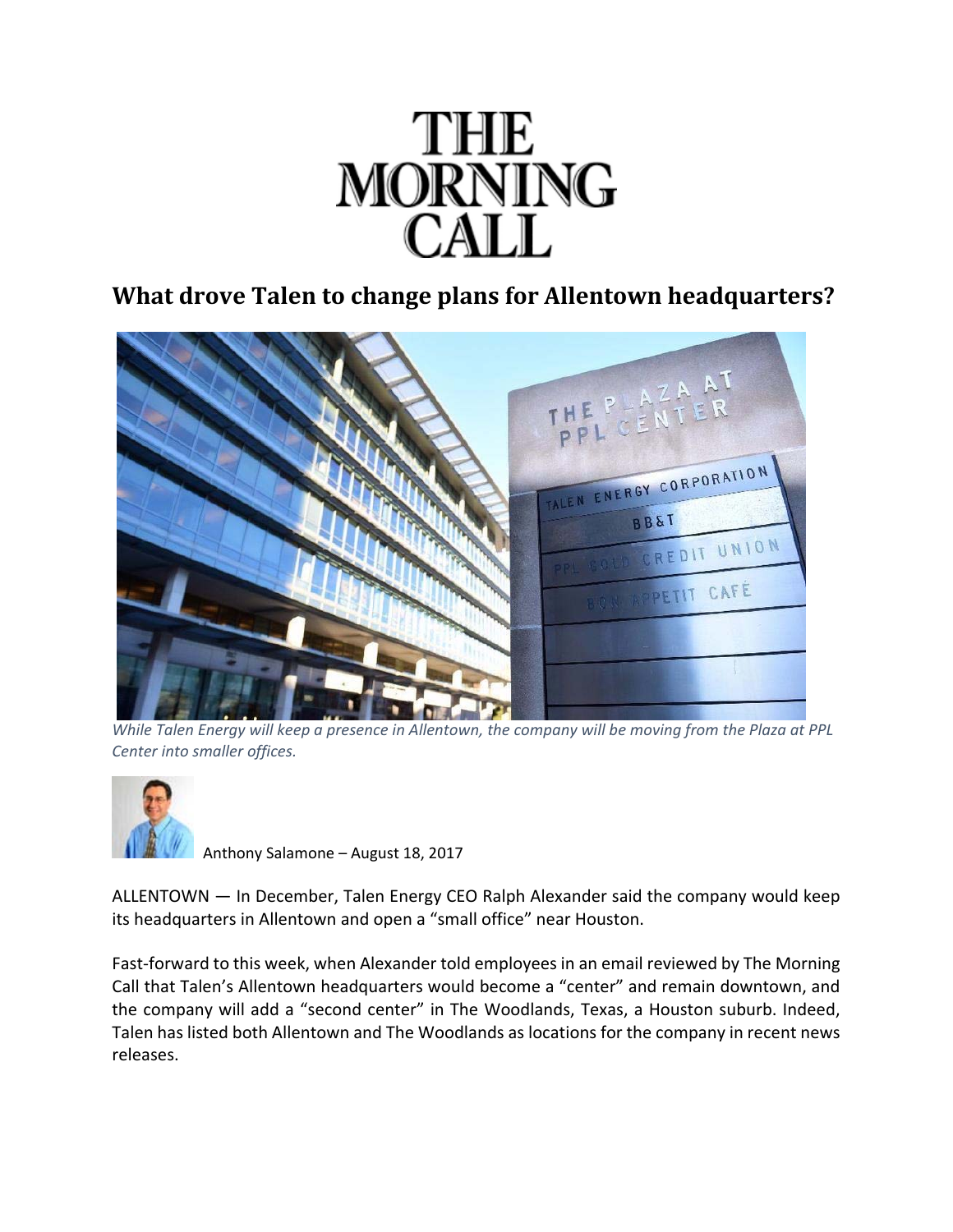# THE MORNING CALL

## What drove Talen to change plans for Allentown headquarters?

*While Talen Energy will keep a presence in Allentown, the company will be moving from the Plaza at PPL Center into smaller offices.*

Anthony Salamone – August 18, 2017

ALLENTOWN — In December, Talen Energy CEO Ralph Alexander said the company would keep its headquarters in Allentown and open a "small office" near Houston.

Fast-forward to this week, when Alexander told employees in an email reviewed by The Morning Call that Talen's Allentown headquarters would become a "center" and remain downtown, and the company will add a "second center" in The Woodlands, Texas, a Houston suburb. Indeed, Talen has listed both Allentown and The Woodlands as locations for the company in recent news releases.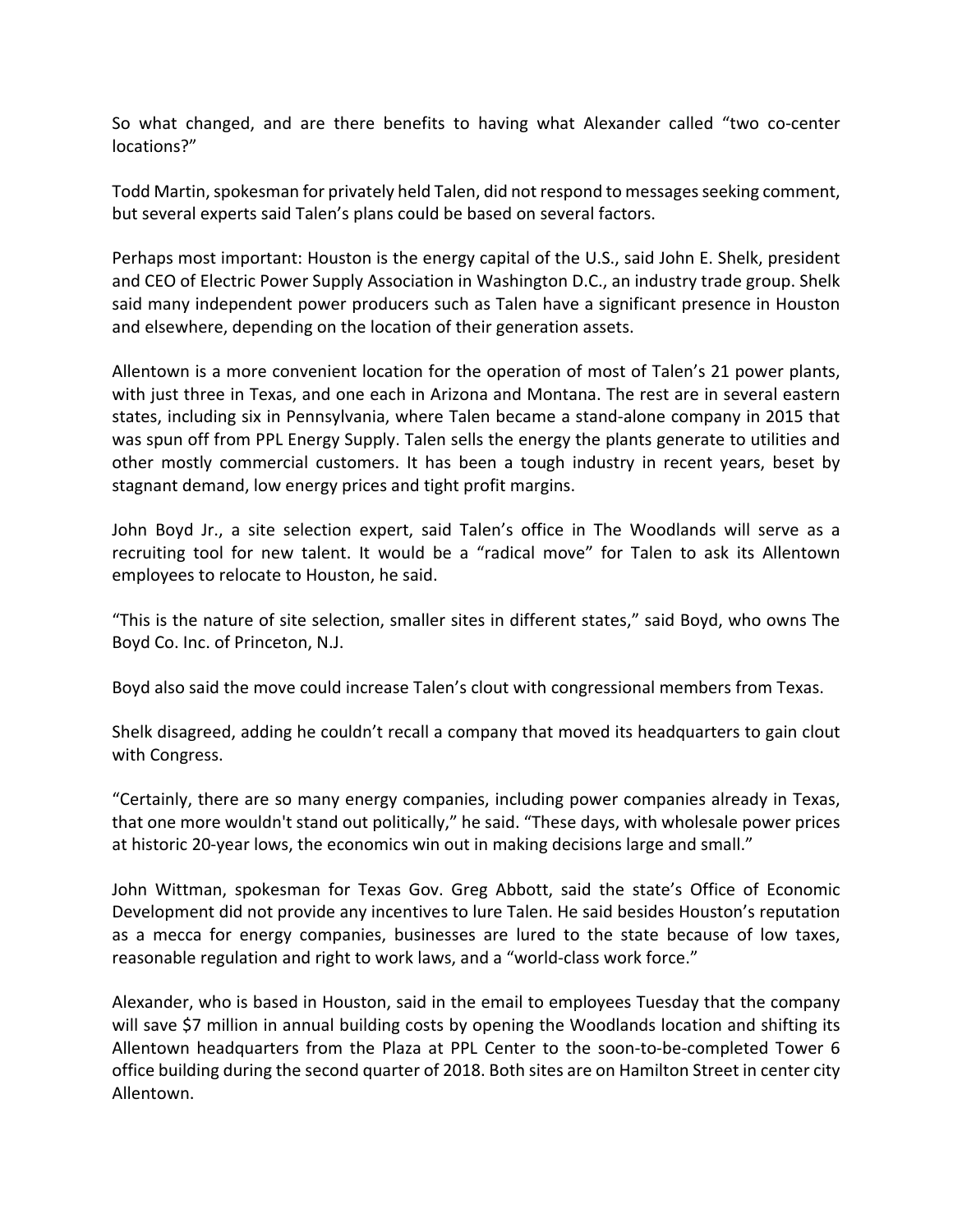So what changed, and are there benefits to having what Alexander called "two co-center locations?"

Todd Martin, spokesman for privately held Talen, did not respond to messages seeking comment, but several experts said Talen's plans could be based on several factors.

Perhaps most important: Houston is the energy capital of the U.S., said John E. Shelk, president and CEO of Electric Power Supply Association in Washington D.C., an industry trade group. Shelk said many independent power producers such as Talen have a significant presence in Houston and elsewhere, depending on the location of their generation assets.

Allentown is a more convenient location for the operation of most of Talen's 21 power plants, with just three in Texas, and one each in Arizona and Montana. The rest are in several eastern states, including six in Pennsylvania, where Talen became a stand-alone company in 2015 that was spun off from PPL Energy Supply. Talen sells the energy the plants generate to utilities and other mostly commercial customers. It has been a tough industry in recent years, beset by stagnant demand, low energy prices and tight profit margins.

John Boyd Jr., a site selection expert, said Talen's office in The Woodlands will serve as a recruiting tool for new talent. It would be a "radical move" for Talen to ask its Allentown employees to relocate to Houston, he said.

"This is the nature of site selection, smaller sites in different states," said Boyd, who owns The Boyd Co. Inc. of Princeton, N.J.

Boyd also said the move could increase Talen's clout with congressional members from Texas.

Shelk disagreed, adding he couldn't recall a company that moved its headquarters to gain clout with Congress.

"Certainly, there are so many energy companies, including power companies already in Texas, that one more wouldn't stand out politically," he said. "These days, with wholesale power prices at historic 20-year lows, the economics win out in making decisions large and small."

John Wittman, spokesman for Texas Gov. Greg Abbott, said the state's Office of Economic Development did not provide any incentives to lure Talen. He said besides Houston's reputation as a mecca for energy companies, businesses are lured to the state because of low taxes, reasonable regulation and right to work laws, and a "world-class work force."

Alexander, who is based in Houston, said in the email to employees Tuesday that the company will save $7 million in annual building costs by opening the Woodlands location and shifting its Allentown headquarters from the Plaza at PPL Center to the soon-to-be-completed Tower 6 office building during the second quarter of 2018. Both sites are on Hamilton Street in center city Allentown.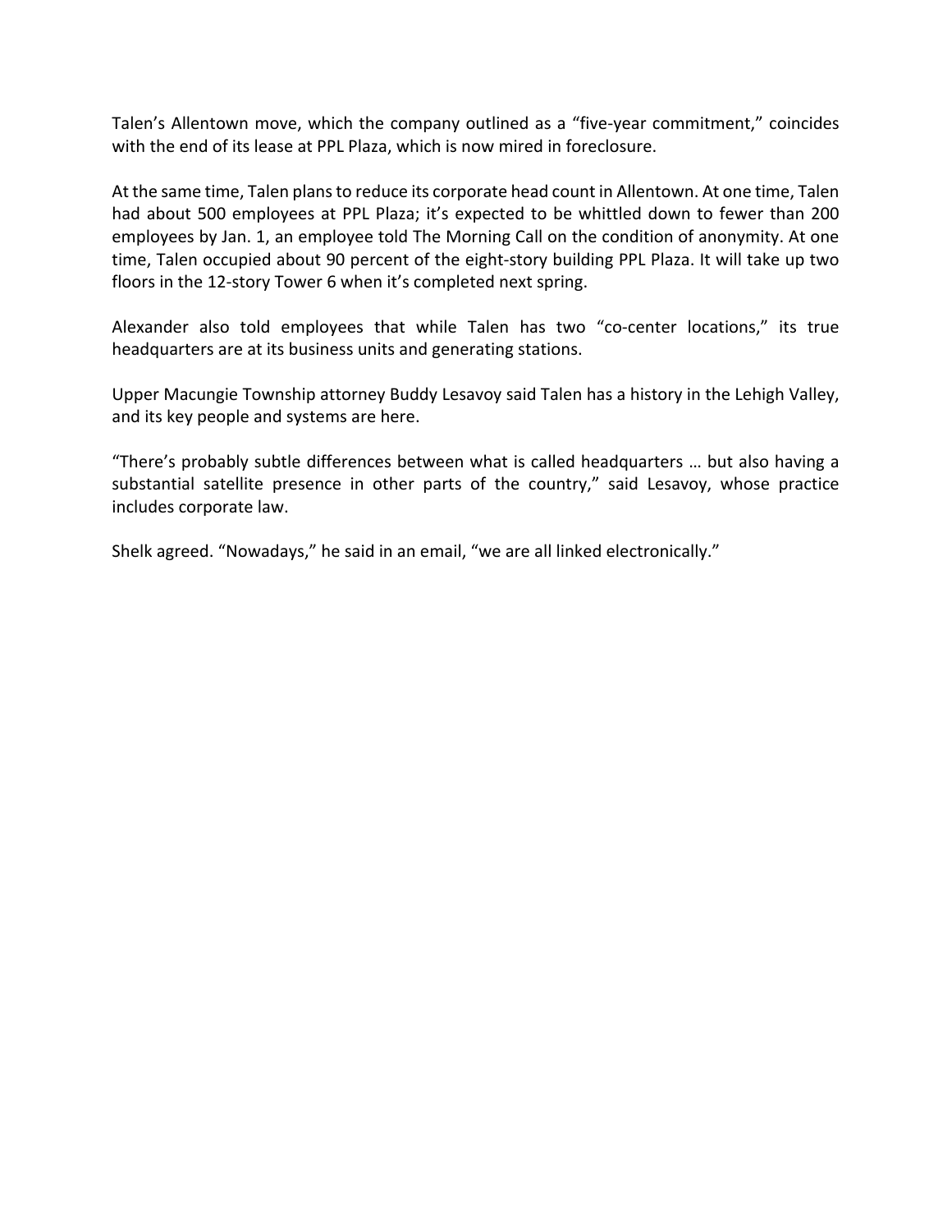Talen's Allentown move, which the company outlined as a "five-year commitment," coincides with the end of its lease at PPL Plaza, which is now mired in foreclosure.

At the same time, Talen plans to reduce its corporate head count in Allentown. At one time, Talen had about 500 employees at PPL Plaza; it's expected to be whittled down to fewer than 200 employees by Jan. 1, an employee told The Morning Call on the condition of anonymity. At one time, Talen occupied about 90 percent of the eight-story building PPL Plaza. It will take up two floors in the 12-story Tower 6 when it's completed next spring.

Alexander also told employees that while Talen has two "co-center locations," its true headquarters are at its business units and generating stations.

Upper Macungie Township attorney Buddy Lesavoy said Talen has a history in the Lehigh Valley, and its key people and systems are here.

"There's probably subtle differences between what is called headquarters … but also having a substantial satellite presence in other parts of the country," said Lesavoy, whose practice includes corporate law.

Shelk agreed. "Nowadays," he said in an email, "we are all linked electronically."